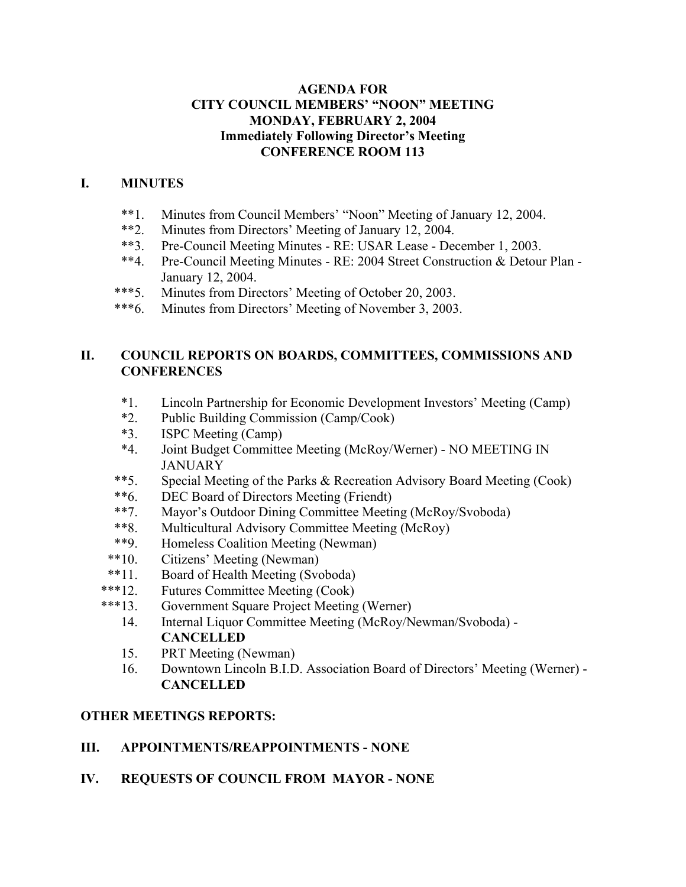**AGENDA FOR**
**CITY COUNCIL MEMBERS' "NOON" MEETING**
**MONDAY, FEBRUARY 2, 2004**
**Immediately Following Director's Meeting**
**CONFERENCE ROOM 113**

## I. MINUTES

- **1. Minutes from Council Members' "Noon" Meeting of January 12, 2004.
- **2. Minutes from Directors' Meeting of January 12, 2004.
- **3. Pre-Council Meeting Minutes - RE: USAR Lease - December 1, 2003.
- **4. Pre-Council Meeting Minutes - RE: 2004 Street Construction & Detour Plan - January 12, 2004.
- ***5. Minutes from Directors' Meeting of October 20, 2003.
- ***6. Minutes from Directors' Meeting of November 3, 2003.

## II. COUNCIL REPORTS ON BOARDS, COMMITTEES, COMMISSIONS AND CONFERENCES

- *1. Lincoln Partnership for Economic Development Investors' Meeting (Camp)
- *2. Public Building Commission (Camp/Cook)
- *3. ISPC Meeting (Camp)
- *4. Joint Budget Committee Meeting (McRoy/Werner) - NO MEETING IN JANUARY
- **5. Special Meeting of the Parks & Recreation Advisory Board Meeting (Cook)
- **6. DEC Board of Directors Meeting (Friendt)
- **7. Mayor's Outdoor Dining Committee Meeting (McRoy/Svoboda)
- **8. Multicultural Advisory Committee Meeting (McRoy)
- **9. Homeless Coalition Meeting (Newman)
- **10. Citizens' Meeting (Newman)
- **11. Board of Health Meeting (Svoboda)
- ***12. Futures Committee Meeting (Cook)
- ***13. Government Square Project Meeting (Werner)
- 14. Internal Liquor Committee Meeting (McRoy/Newman/Svoboda) - **CANCELLED**
- 15. PRT Meeting (Newman)
- 16. Downtown Lincoln B.I.D. Association Board of Directors' Meeting (Werner) - **CANCELLED**

**OTHER MEETINGS REPORTS:**

## III. APPOINTMENTS/REAPPOINTMENTS - NONE

## IV. REQUESTS OF COUNCIL FROM MAYOR - NONE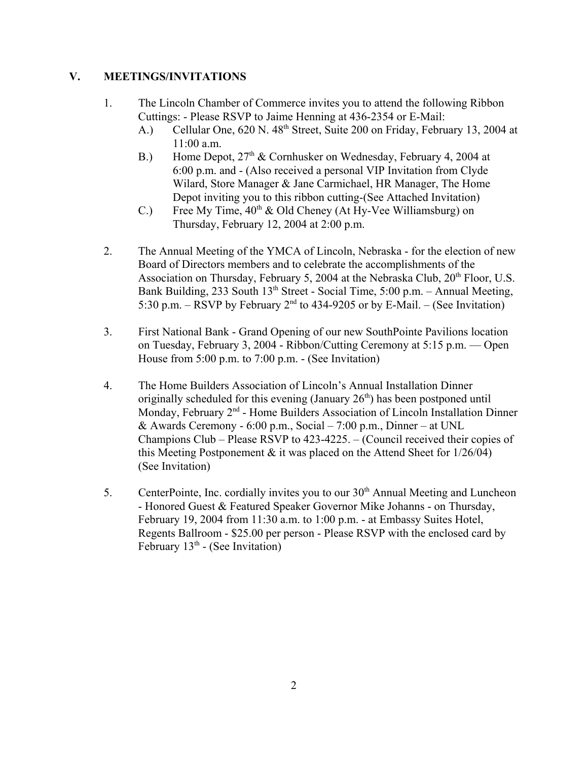## V. MEETINGS/INVITATIONS

1. The Lincoln Chamber of Commerce invites you to attend the following Ribbon Cuttings: - Please RSVP to Jaime Henning at 436-2354 or E-Mail:
   - A.) Cellular One, 620 N. 48th Street, Suite 200 on Friday, February 13, 2004 at 11:00 a.m.
   - B.) Home Depot, 27th & Cornhusker on Wednesday, February 4, 2004 at 6:00 p.m. and - (Also received a personal VIP Invitation from Clyde Wilard, Store Manager & Jane Carmichael, HR Manager, The Home Depot inviting you to this ribbon cutting-(See Attached Invitation)
   - C.) Free My Time, 40th & Old Cheney (At Hy-Vee Williamsburg) on Thursday, February 12, 2004 at 2:00 p.m.

2. The Annual Meeting of the YMCA of Lincoln, Nebraska - for the election of new Board of Directors members and to celebrate the accomplishments of the Association on Thursday, February 5, 2004 at the Nebraska Club, 20th Floor, U.S. Bank Building, 233 South 13th Street - Social Time, 5:00 p.m. – Annual Meeting, 5:30 p.m. – RSVP by February 2nd to 434-9205 or by E-Mail. – (See Invitation)

3. First National Bank - Grand Opening of our new SouthPointe Pavilions location on Tuesday, February 3, 2004 - Ribbon/Cutting Ceremony at 5:15 p.m. — Open House from 5:00 p.m. to 7:00 p.m. - (See Invitation)

4. The Home Builders Association of Lincoln's Annual Installation Dinner originally scheduled for this evening (January 26th) has been postponed until Monday, February 2nd - Home Builders Association of Lincoln Installation Dinner & Awards Ceremony - 6:00 p.m., Social – 7:00 p.m., Dinner – at UNL Champions Club – Please RSVP to 423-4225. – (Council received their copies of this Meeting Postponement & it was placed on the Attend Sheet for 1/26/04) (See Invitation)

5. CenterPointe, Inc. cordially invites you to our 30th Annual Meeting and Luncheon - Honored Guest & Featured Speaker Governor Mike Johanns - on Thursday, February 19, 2004 from 11:30 a.m. to 1:00 p.m. - at Embassy Suites Hotel, Regents Ballroom - $25.00 per person - Please RSVP with the enclosed card by February 13th - (See Invitation)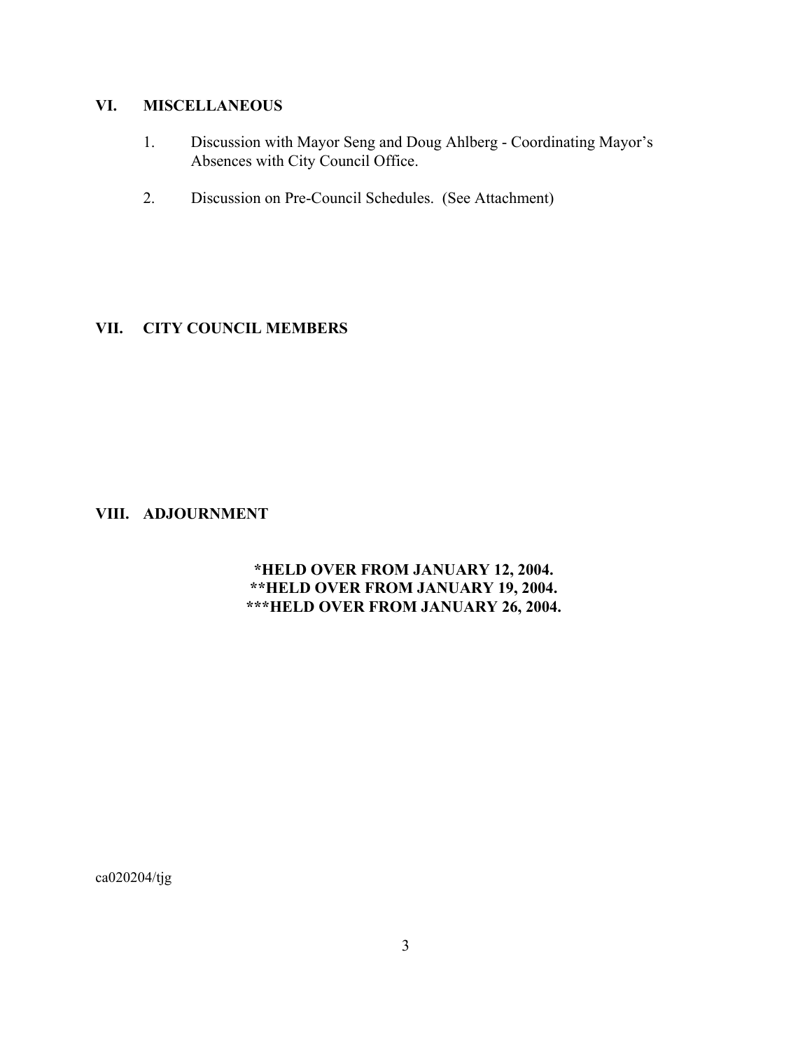## VI. MISCELLANEOUS

1. Discussion with Mayor Seng and Doug Ahlberg - Coordinating Mayor's Absences with City Council Office.

2. Discussion on Pre-Council Schedules. (See Attachment)

## VII. CITY COUNCIL MEMBERS

## VIII. ADJOURNMENT

**\*HELD OVER FROM JANUARY 12, 2004.**
**\*\*HELD OVER FROM JANUARY 19, 2004.**
**\*\*\*HELD OVER FROM JANUARY 26, 2004.**

ca020204/tjg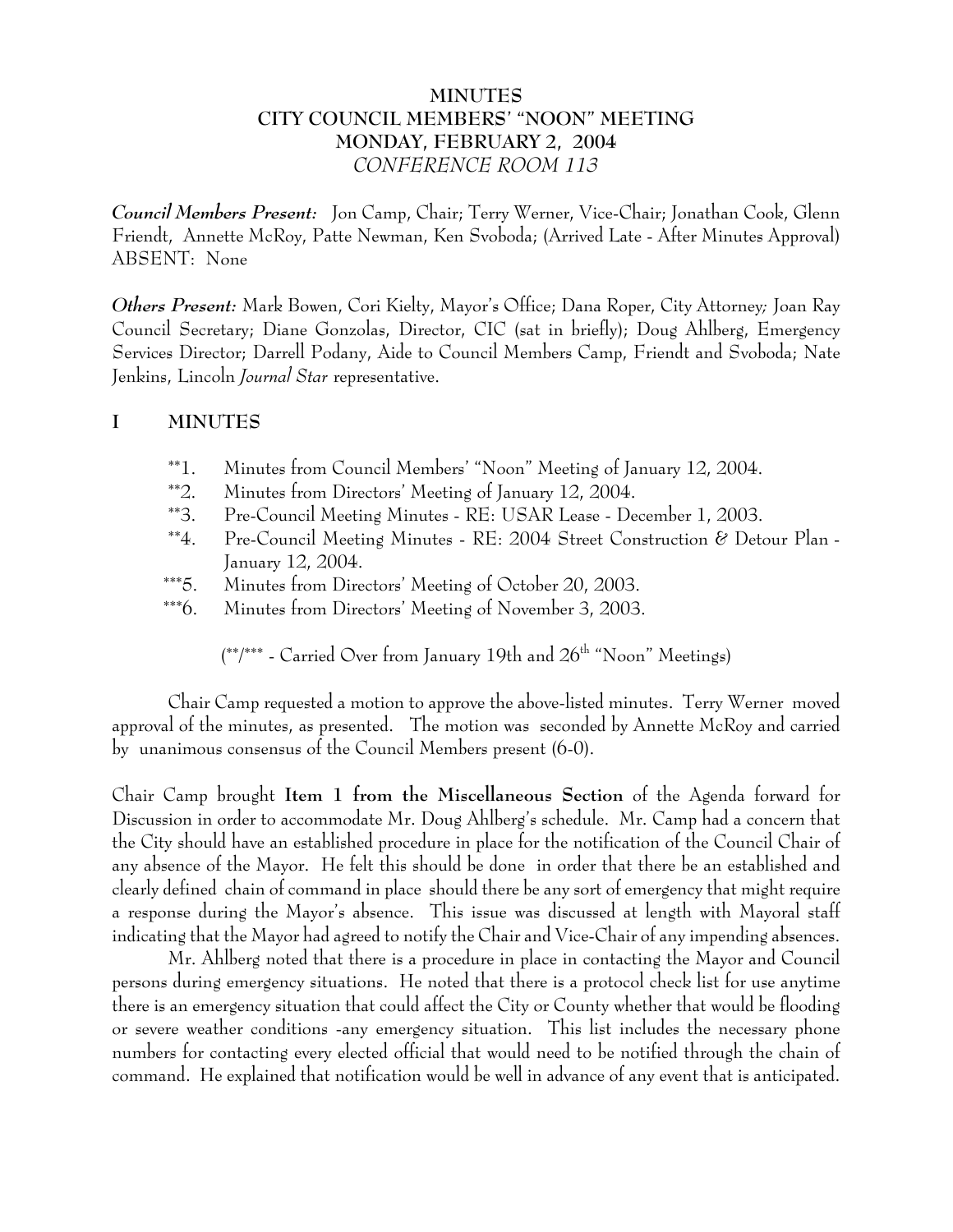# MINUTES
# CITY COUNCIL MEMBERS' "NOON" MEETING
# MONDAY, FEBRUARY 2, 2004
## *CONFERENCE ROOM 113*

***Council Members Present:*** Jon Camp, Chair; Terry Werner, Vice-Chair; Jonathan Cook, Glenn Friendt, Annette McRoy, Patte Newman, Ken Svoboda; (Arrived Late - After Minutes Approval) ABSENT: None

***Others Present:*** Mark Bowen, Cori Kielty, Mayor's Office; Dana Roper, City Attorney; Joan Ray Council Secretary; Diane Gonzolas, Director, CIC (sat in briefly); Doug Ahlberg, Emergency Services Director; Darrell Podany, Aide to Council Members Camp, Friendt and Svoboda; Nate Jenkins, Lincoln *Journal Star* representative.

## I MINUTES

**1. Minutes from Council Members' "Noon" Meeting of January 12, 2004.
**2. Minutes from Directors' Meeting of January 12, 2004.
**3. Pre-Council Meeting Minutes - RE: USAR Lease - December 1, 2003.
**4. Pre-Council Meeting Minutes - RE: 2004 Street Construction & Detour Plan - January 12, 2004.
***5. Minutes from Directors' Meeting of October 20, 2003.
***6. Minutes from Directors' Meeting of November 3, 2003.

(**/*** - Carried Over from January 19th and 26th "Noon" Meetings)

Chair Camp requested a motion to approve the above-listed minutes. Terry Werner moved approval of the minutes, as presented. The motion was seconded by Annette McRoy and carried by unanimous consensus of the Council Members present (6-0).

Chair Camp brought **Item 1 from the Miscellaneous Section** of the Agenda forward for Discussion in order to accommodate Mr. Doug Ahlberg's schedule. Mr. Camp had a concern that the City should have an established procedure in place for the notification of the Council Chair of any absence of the Mayor. He felt this should be done in order that there be an established and clearly defined chain of command in place should there be any sort of emergency that might require a response during the Mayor's absence. This issue was discussed at length with Mayoral staff indicating that the Mayor had agreed to notify the Chair and Vice-Chair of any impending absences.

Mr. Ahlberg noted that there is a procedure in place in contacting the Mayor and Council persons during emergency situations. He noted that there is a protocol check list for use anytime there is an emergency situation that could affect the City or County whether that would be flooding or severe weather conditions -any emergency situation. This list includes the necessary phone numbers for contacting every elected official that would need to be notified through the chain of command. He explained that notification would be well in advance of any event that is anticipated.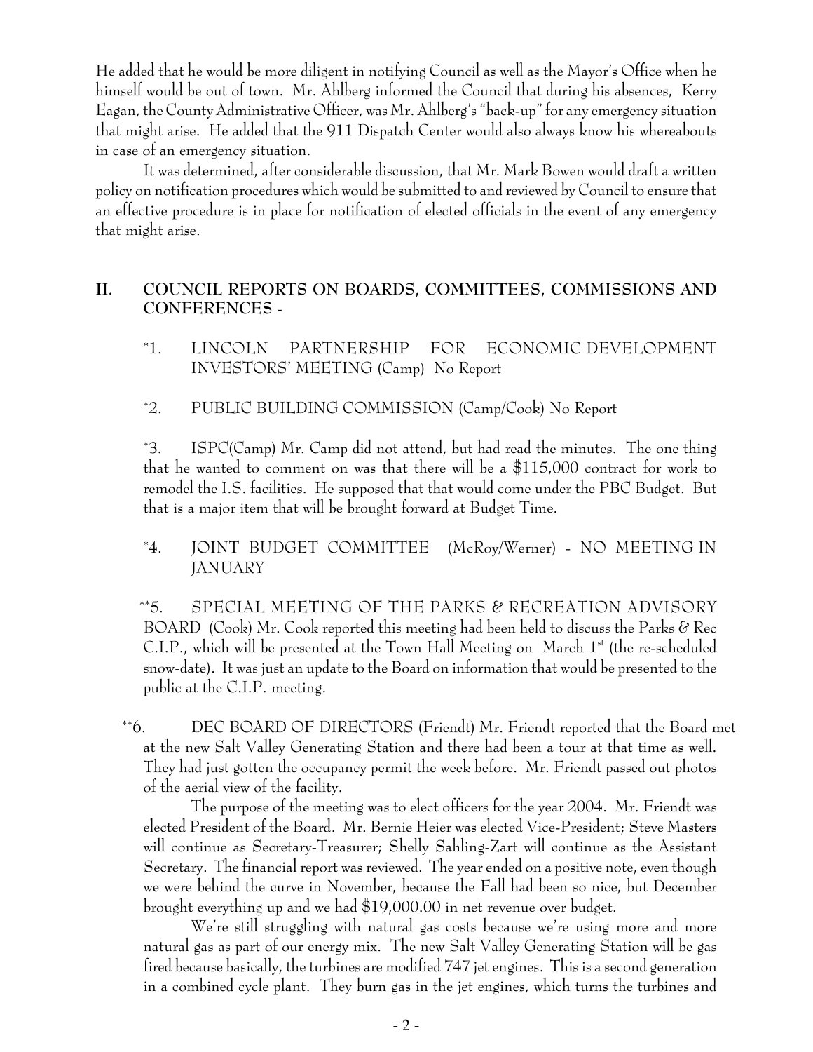He added that he would be more diligent in notifying Council as well as the Mayor's Office when he himself would be out of town. Mr. Ahlberg informed the Council that during his absences, Kerry Eagan, the County Administrative Officer, was Mr. Ahlberg's "back-up" for any emergency situation that might arise. He added that the 911 Dispatch Center would also always know his whereabouts in case of an emergency situation.

It was determined, after considerable discussion, that Mr. Mark Bowen would draft a written policy on notification procedures which would be submitted to and reviewed by Council to ensure that an effective procedure is in place for notification of elected officials in the event of any emergency that might arise.

## II. COUNCIL REPORTS ON BOARDS, COMMITTEES, COMMISSIONS AND CONFERENCES -

*1. LINCOLN PARTNERSHIP FOR ECONOMIC DEVELOPMENT INVESTORS' MEETING (Camp) No Report

*2. PUBLIC BUILDING COMMISSION (Camp/Cook) No Report

*3. ISPC(Camp) Mr. Camp did not attend, but had read the minutes. The one thing that he wanted to comment on was that there will be a $115,000 contract for work to remodel the I.S. facilities. He supposed that that would come under the PBC Budget. But that is a major item that will be brought forward at Budget Time.

*4. JOINT BUDGET COMMITTEE (McRoy/Werner) - NO MEETING IN JANUARY

**5. SPECIAL MEETING OF THE PARKS & RECREATION ADVISORY BOARD (Cook) Mr. Cook reported this meeting had been held to discuss the Parks & Rec C.I.P., which will be presented at the Town Hall Meeting on March 1st (the re-scheduled snow-date). It was just an update to the Board on information that would be presented to the public at the C.I.P. meeting.

**6. DEC BOARD OF DIRECTORS (Friendt) Mr. Friendt reported that the Board met at the new Salt Valley Generating Station and there had been a tour at that time as well. They had just gotten the occupancy permit the week before. Mr. Friendt passed out photos of the aerial view of the facility.

The purpose of the meeting was to elect officers for the year 2004. Mr. Friendt was elected President of the Board. Mr. Bernie Heier was elected Vice-President; Steve Masters will continue as Secretary-Treasurer; Shelly Sahling-Zart will continue as the Assistant Secretary. The financial report was reviewed. The year ended on a positive note, even though we were behind the curve in November, because the Fall had been so nice, but December brought everything up and we had $19,000.00 in net revenue over budget.

We're still struggling with natural gas costs because we're using more and more natural gas as part of our energy mix. The new Salt Valley Generating Station will be gas fired because basically, the turbines are modified 747 jet engines. This is a second generation in a combined cycle plant. They burn gas in the jet engines, which turns the turbines and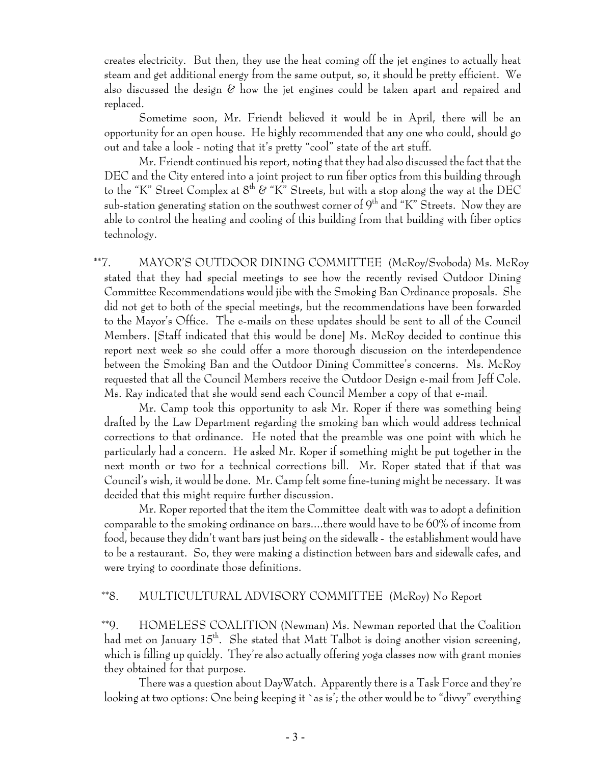creates electricity. But then, they use the heat coming off the jet engines to actually heat steam and get additional energy from the same output, so, it should be pretty efficient. We also discussed the design & how the jet engines could be taken apart and repaired and replaced.

Sometime soon, Mr. Friendt believed it would be in April, there will be an opportunity for an open house. He highly recommended that any one who could, should go out and take a look - noting that it's pretty "cool" state of the art stuff.

Mr. Friendt continued his report, noting that they had also discussed the fact that the DEC and the City entered into a joint project to run fiber optics from this building through to the "K" Street Complex at 8th & "K" Streets, but with a stop along the way at the DEC sub-station generating station on the southwest corner of 9th and "K" Streets. Now they are able to control the heating and cooling of this building from that building with fiber optics technology.

**7. MAYOR'S OUTDOOR DINING COMMITTEE (McRoy/Svoboda) Ms. McRoy stated that they had special meetings to see how the recently revised Outdoor Dining Committee Recommendations would jibe with the Smoking Ban Ordinance proposals. She did not get to both of the special meetings, but the recommendations have been forwarded to the Mayor's Office. The e-mails on these updates should be sent to all of the Council Members. [Staff indicated that this would be done] Ms. McRoy decided to continue this report next week so she could offer a more thorough discussion on the interdependence between the Smoking Ban and the Outdoor Dining Committee's concerns. Ms. McRoy requested that all the Council Members receive the Outdoor Design e-mail from Jeff Cole. Ms. Ray indicated that she would send each Council Member a copy of that e-mail.

Mr. Camp took this opportunity to ask Mr. Roper if there was something being drafted by the Law Department regarding the smoking ban which would address technical corrections to that ordinance. He noted that the preamble was one point with which he particularly had a concern. He asked Mr. Roper if something might be put together in the next month or two for a technical corrections bill. Mr. Roper stated that if that was Council's wish, it would be done. Mr. Camp felt some fine-tuning might be necessary. It was decided that this might require further discussion.

Mr. Roper reported that the item the Committee dealt with was to adopt a definition comparable to the smoking ordinance on bars....there would have to be 60% of income from food, because they didn't want bars just being on the sidewalk - the establishment would have to be a restaurant. So, they were making a distinction between bars and sidewalk cafes, and were trying to coordinate those definitions.

**8. MULTICULTURAL ADVISORY COMMITTEE (McRoy) No Report

**9. HOMELESS COALITION (Newman) Ms. Newman reported that the Coalition had met on January 15th. She stated that Matt Talbot is doing another vision screening, which is filling up quickly. They're also actually offering yoga classes now with grant monies they obtained for that purpose.

There was a question about DayWatch. Apparently there is a Task Force and they're looking at two options: One being keeping it `as is'; the other would be to "divvy" everything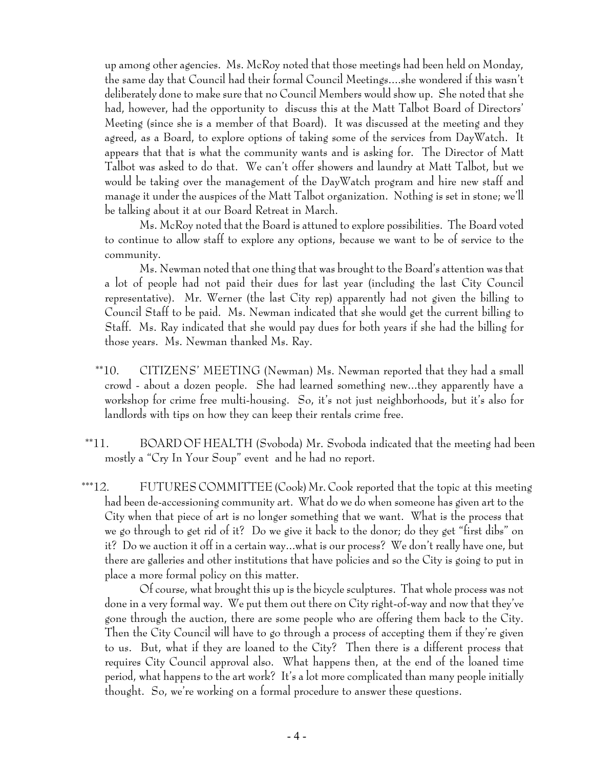up among other agencies. Ms. McRoy noted that those meetings had been held on Monday, the same day that Council had their formal Council Meetings....she wondered if this wasn't deliberately done to make sure that no Council Members would show up. She noted that she had, however, had the opportunity to discuss this at the Matt Talbot Board of Directors' Meeting (since she is a member of that Board). It was discussed at the meeting and they agreed, as a Board, to explore options of taking some of the services from DayWatch. It appears that that is what the community wants and is asking for. The Director of Matt Talbot was asked to do that. We can't offer showers and laundry at Matt Talbot, but we would be taking over the management of the DayWatch program and hire new staff and manage it under the auspices of the Matt Talbot organization. Nothing is set in stone; we'll be talking about it at our Board Retreat in March.

Ms. McRoy noted that the Board is attuned to explore possibilities. The Board voted to continue to allow staff to explore any options, because we want to be of service to the community.

Ms. Newman noted that one thing that was brought to the Board's attention was that a lot of people had not paid their dues for last year (including the last City Council representative). Mr. Werner (the last City rep) apparently had not given the billing to Council Staff to be paid. Ms. Newman indicated that she would get the current billing to Staff. Ms. Ray indicated that she would pay dues for both years if she had the billing for those years. Ms. Newman thanked Ms. Ray.

**10. CITIZENS' MEETING (Newman) Ms. Newman reported that they had a small crowd - about a dozen people. She had learned something new...they apparently have a workshop for crime free multi-housing. So, it's not just neighborhoods, but it's also for landlords with tips on how they can keep their rentals crime free.

**11. BOARD OF HEALTH (Svoboda) Mr. Svoboda indicated that the meeting had been mostly a "Cry In Your Soup" event and he had no report.

***12. FUTURES COMMITTEE (Cook) Mr. Cook reported that the topic at this meeting had been de-accessioning community art. What do we do when someone has given art to the City when that piece of art is no longer something that we want. What is the process that we go through to get rid of it? Do we give it back to the donor; do they get "first dibs" on it? Do we auction it off in a certain way...what is our process? We don't really have one, but there are galleries and other institutions that have policies and so the City is going to put in place a more formal policy on this matter.

Of course, what brought this up is the bicycle sculptures. That whole process was not done in a very formal way. We put them out there on City right-of-way and now that they've gone through the auction, there are some people who are offering them back to the City. Then the City Council will have to go through a process of accepting them if they're given to us. But, what if they are loaned to the City? Then there is a different process that requires City Council approval also. What happens then, at the end of the loaned time period, what happens to the art work? It's a lot more complicated than many people initially thought. So, we're working on a formal procedure to answer these questions.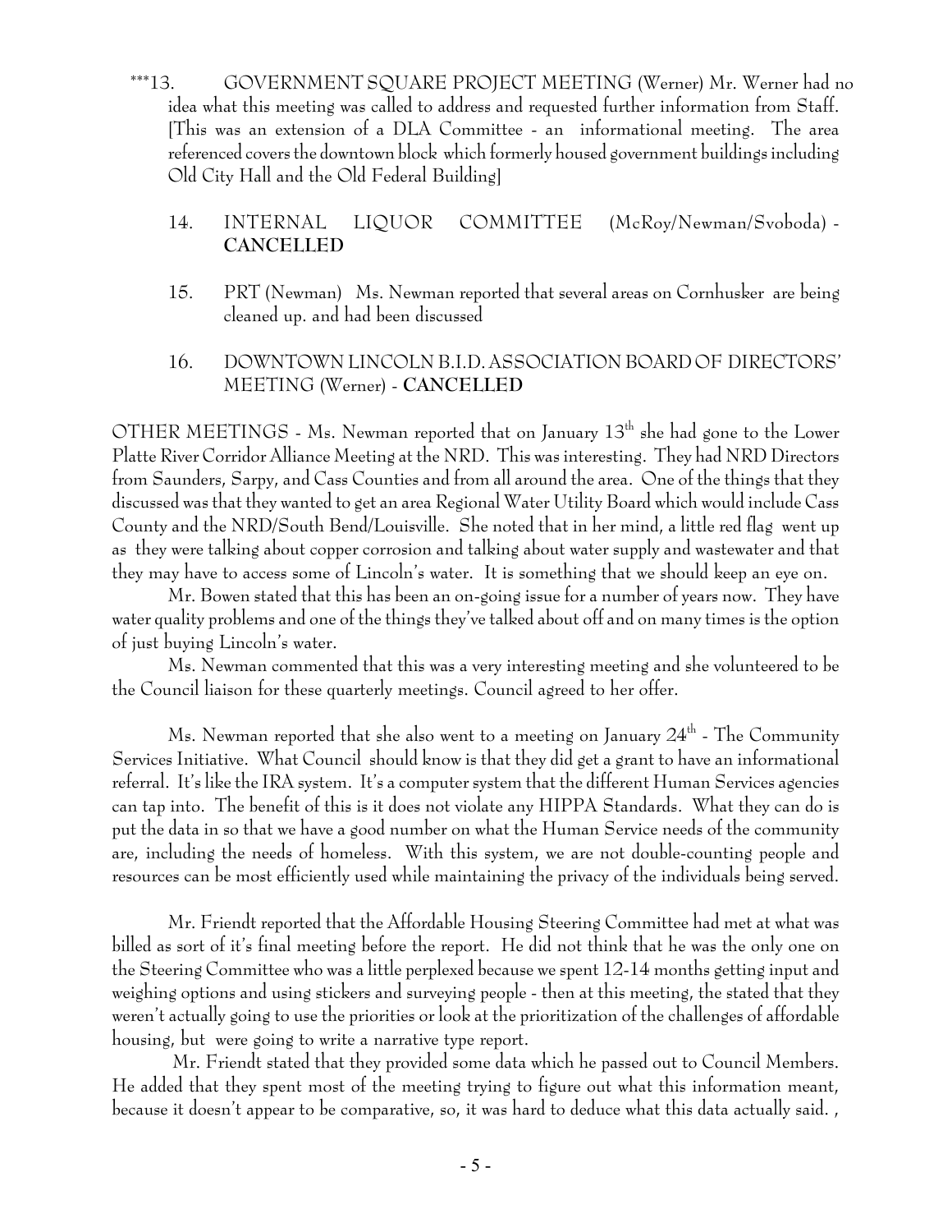***13. GOVERNMENT SQUARE PROJECT MEETING (Werner) Mr. Werner had no idea what this meeting was called to address and requested further information from Staff. [This was an extension of a DLA Committee - an informational meeting. The area referenced covers the downtown block which formerly housed government buildings including Old City Hall and the Old Federal Building]

14. INTERNAL LIQUOR COMMITTEE (McRoy/Newman/Svoboda) - **CANCELLED**

15. PRT (Newman) Ms. Newman reported that several areas on Cornhusker are being cleaned up. and had been discussed

16. DOWNTOWN LINCOLN B.I.D. ASSOCIATION BOARD OF DIRECTORS' MEETING (Werner) - **CANCELLED**

OTHER MEETINGS - Ms. Newman reported that on January 13th she had gone to the Lower Platte River Corridor Alliance Meeting at the NRD. This was interesting. They had NRD Directors from Saunders, Sarpy, and Cass Counties and from all around the area. One of the things that they discussed was that they wanted to get an area Regional Water Utility Board which would include Cass County and the NRD/South Bend/Louisville. She noted that in her mind, a little red flag went up as they were talking about copper corrosion and talking about water supply and wastewater and that they may have to access some of Lincoln's water. It is something that we should keep an eye on.

Mr. Bowen stated that this has been an on-going issue for a number of years now. They have water quality problems and one of the things they've talked about off and on many times is the option of just buying Lincoln's water.

Ms. Newman commented that this was a very interesting meeting and she volunteered to be the Council liaison for these quarterly meetings. Council agreed to her offer.

Ms. Newman reported that she also went to a meeting on January 24th - The Community Services Initiative. What Council should know is that they did get a grant to have an informational referral. It's like the IRA system. It's a computer system that the different Human Services agencies can tap into. The benefit of this is it does not violate any HIPPA Standards. What they can do is put the data in so that we have a good number on what the Human Service needs of the community are, including the needs of homeless. With this system, we are not double-counting people and resources can be most efficiently used while maintaining the privacy of the individuals being served.

Mr. Friendt reported that the Affordable Housing Steering Committee had met at what was billed as sort of it's final meeting before the report. He did not think that he was the only one on the Steering Committee who was a little perplexed because we spent 12-14 months getting input and weighing options and using stickers and surveying people - then at this meeting, the stated that they weren't actually going to use the priorities or look at the prioritization of the challenges of affordable housing, but were going to write a narrative type report.

Mr. Friendt stated that they provided some data which he passed out to Council Members. He added that they spent most of the meeting trying to figure out what this information meant, because it doesn't appear to be comparative, so, it was hard to deduce what this data actually said. ,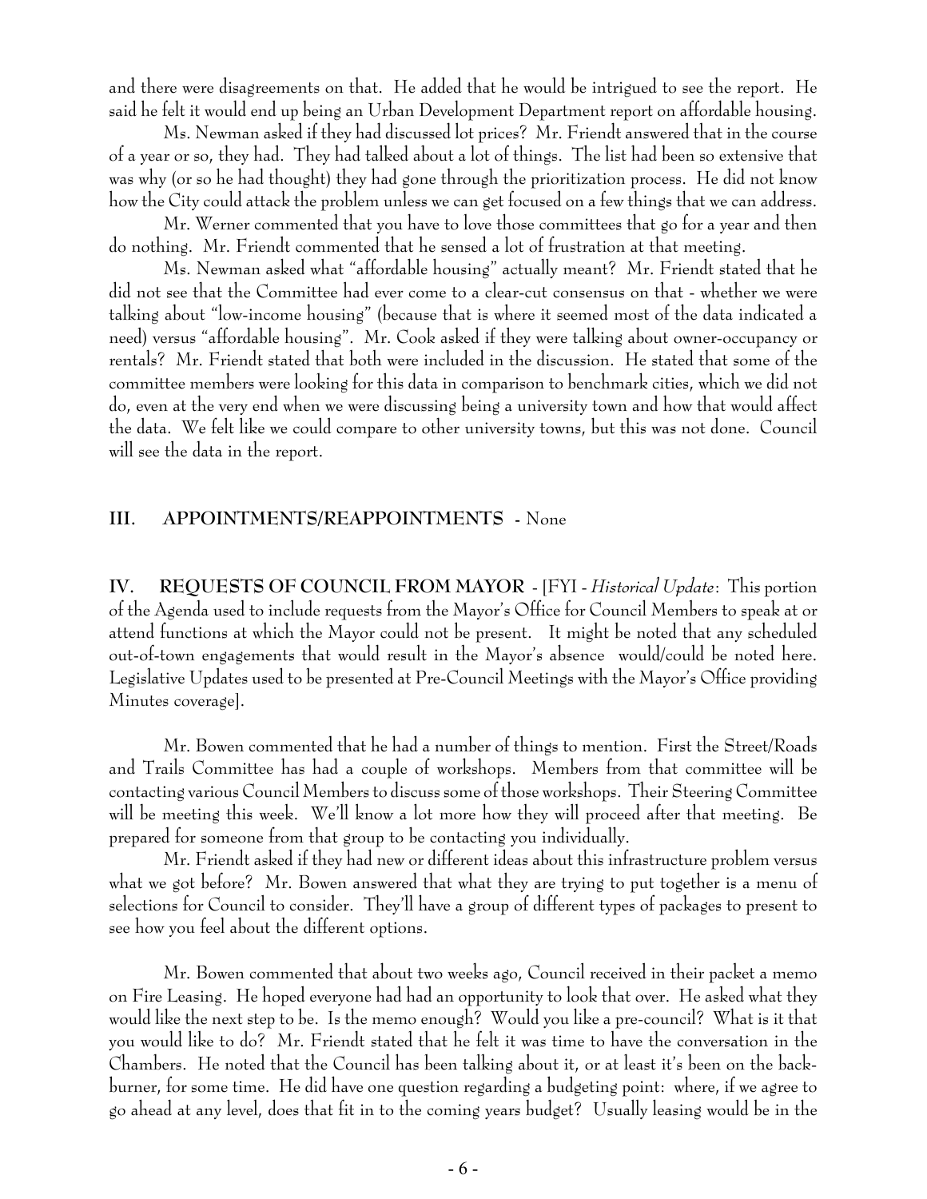and there were disagreements on that. He added that he would be intrigued to see the report. He said he felt it would end up being an Urban Development Department report on affordable housing.

Ms. Newman asked if they had discussed lot prices? Mr. Friendt answered that in the course of a year or so, they had. They had talked about a lot of things. The list had been so extensive that was why (or so he had thought) they had gone through the prioritization process. He did not know how the City could attack the problem unless we can get focused on a few things that we can address.

Mr. Werner commented that you have to love those committees that go for a year and then do nothing. Mr. Friendt commented that he sensed a lot of frustration at that meeting.

Ms. Newman asked what "affordable housing" actually meant? Mr. Friendt stated that he did not see that the Committee had ever come to a clear-cut consensus on that - whether we were talking about "low-income housing" (because that is where it seemed most of the data indicated a need) versus "affordable housing". Mr. Cook asked if they were talking about owner-occupancy or rentals? Mr. Friendt stated that both were included in the discussion. He stated that some of the committee members were looking for this data in comparison to benchmark cities, which we did not do, even at the very end when we were discussing being a university town and how that would affect the data. We felt like we could compare to other university towns, but this was not done. Council will see the data in the report.

## III. APPOINTMENTS/REAPPOINTMENTS - None

## IV. REQUESTS OF COUNCIL FROM MAYOR - [FYI - *Historical Update*: This portion of the Agenda used to include requests from the Mayor's Office for Council Members to speak at or attend functions at which the Mayor could not be present. It might be noted that any scheduled out-of-town engagements that would result in the Mayor's absence would/could be noted here. Legislative Updates used to be presented at Pre-Council Meetings with the Mayor's Office providing Minutes coverage].

Mr. Bowen commented that he had a number of things to mention. First the Street/Roads and Trails Committee has had a couple of workshops. Members from that committee will be contacting various Council Members to discuss some of those workshops. Their Steering Committee will be meeting this week. We'll know a lot more how they will proceed after that meeting. Be prepared for someone from that group to be contacting you individually.

Mr. Friendt asked if they had new or different ideas about this infrastructure problem versus what we got before? Mr. Bowen answered that what they are trying to put together is a menu of selections for Council to consider. They'll have a group of different types of packages to present to see how you feel about the different options.

Mr. Bowen commented that about two weeks ago, Council received in their packet a memo on Fire Leasing. He hoped everyone had had an opportunity to look that over. He asked what they would like the next step to be. Is the memo enough? Would you like a pre-council? What is it that you would like to do? Mr. Friendt stated that he felt it was time to have the conversation in the Chambers. He noted that the Council has been talking about it, or at least it's been on the back-burner, for some time. He did have one question regarding a budgeting point: where, if we agree to go ahead at any level, does that fit in to the coming years budget? Usually leasing would be in the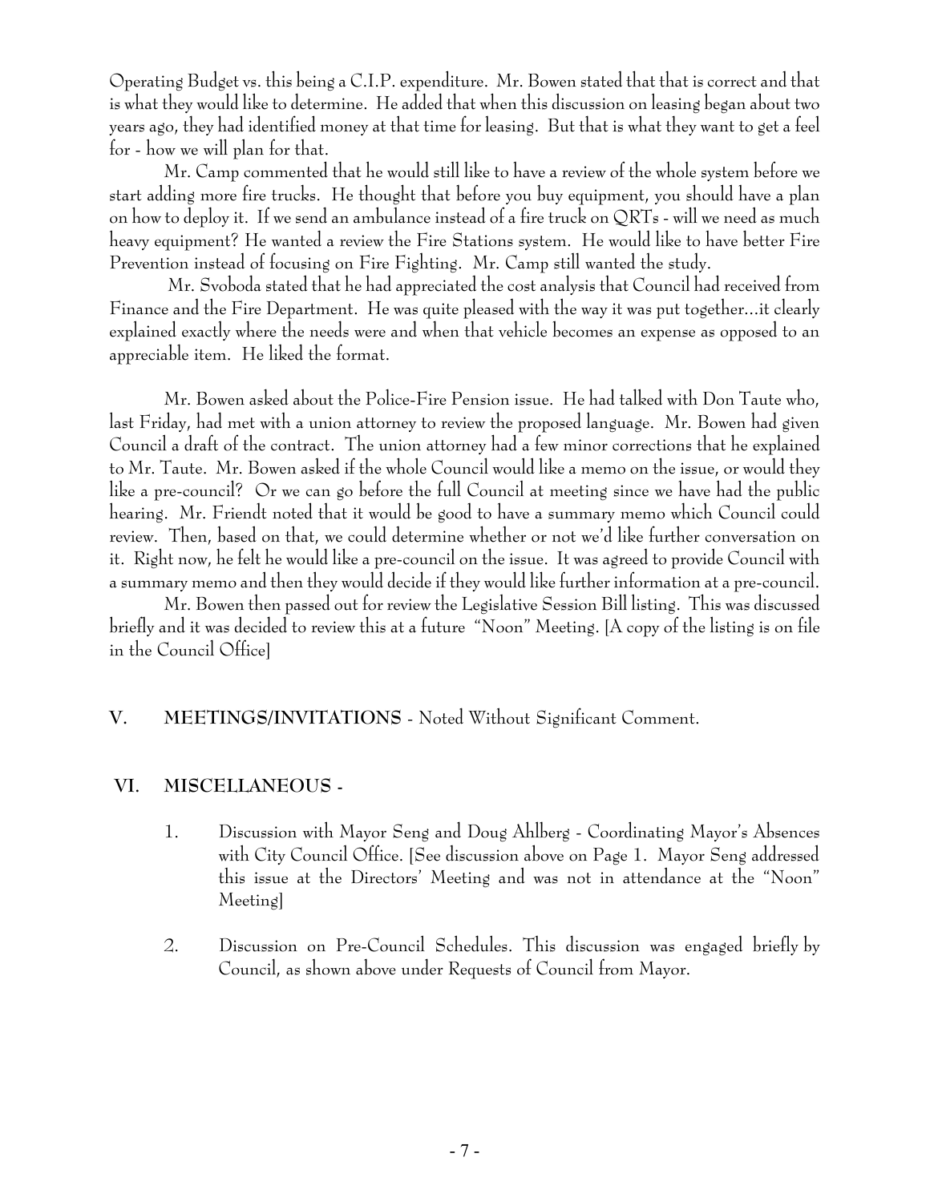Operating Budget vs. this being a C.I.P. expenditure. Mr. Bowen stated that that is correct and that is what they would like to determine. He added that when this discussion on leasing began about two years ago, they had identified money at that time for leasing. But that is what they want to get a feel for - how we will plan for that.

Mr. Camp commented that he would still like to have a review of the whole system before we start adding more fire trucks. He thought that before you buy equipment, you should have a plan on how to deploy it. If we send an ambulance instead of a fire truck on QRTs - will we need as much heavy equipment? He wanted a review the Fire Stations system. He would like to have better Fire Prevention instead of focusing on Fire Fighting. Mr. Camp still wanted the study.

Mr. Svoboda stated that he had appreciated the cost analysis that Council had received from Finance and the Fire Department. He was quite pleased with the way it was put together...it clearly explained exactly where the needs were and when that vehicle becomes an expense as opposed to an appreciable item. He liked the format.

Mr. Bowen asked about the Police-Fire Pension issue. He had talked with Don Taute who, last Friday, had met with a union attorney to review the proposed language. Mr. Bowen had given Council a draft of the contract. The union attorney had a few minor corrections that he explained to Mr. Taute. Mr. Bowen asked if the whole Council would like a memo on the issue, or would they like a pre-council? Or we can go before the full Council at meeting since we have had the public hearing. Mr. Friendt noted that it would be good to have a summary memo which Council could review. Then, based on that, we could determine whether or not we'd like further conversation on it. Right now, he felt he would like a pre-council on the issue. It was agreed to provide Council with a summary memo and then they would decide if they would like further information at a pre-council.

Mr. Bowen then passed out for review the Legislative Session Bill listing. This was discussed briefly and it was decided to review this at a future "Noon" Meeting. [A copy of the listing is on file in the Council Office]

## V. MEETINGS/INVITATIONS - Noted Without Significant Comment.

## VI. MISCELLANEOUS -

1. Discussion with Mayor Seng and Doug Ahlberg - Coordinating Mayor's Absences with City Council Office. [See discussion above on Page 1. Mayor Seng addressed this issue at the Directors' Meeting and was not in attendance at the "Noon" Meeting]

2. Discussion on Pre-Council Schedules. This discussion was engaged briefly by Council, as shown above under Requests of Council from Mayor.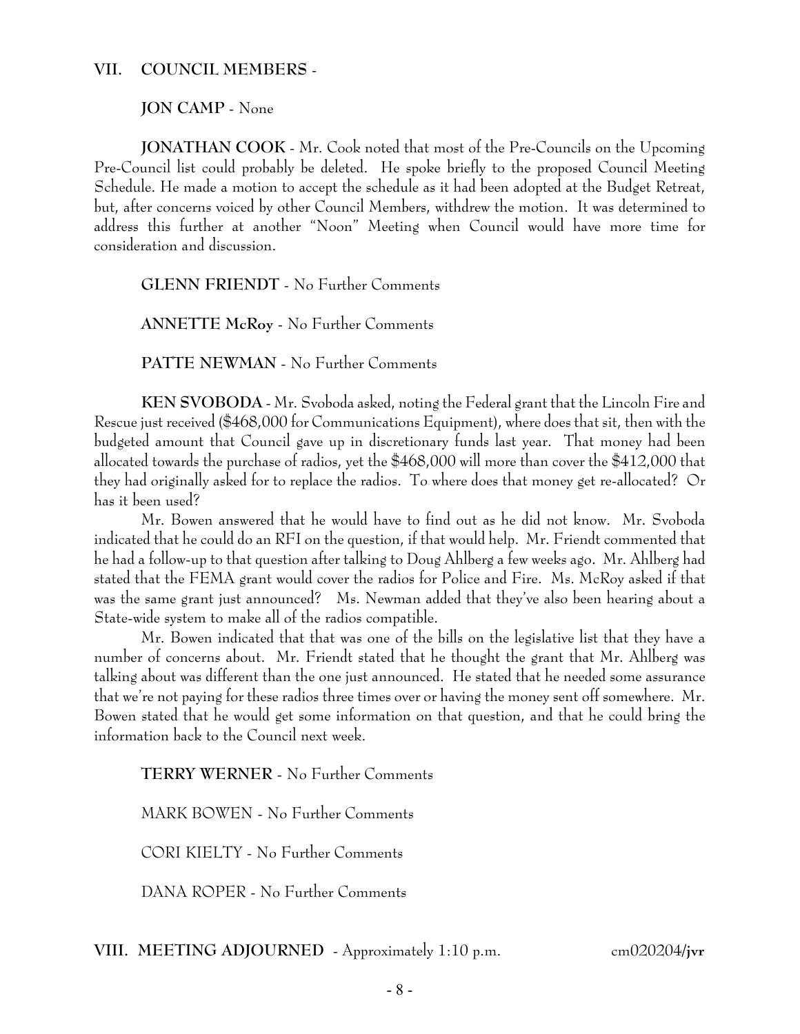## VII. COUNCIL MEMBERS -

**JON CAMP** - None

**JONATHAN COOK** - Mr. Cook noted that most of the Pre-Councils on the Upcoming Pre-Council list could probably be deleted. He spoke briefly to the proposed Council Meeting Schedule. He made a motion to accept the schedule as it had been adopted at the Budget Retreat, but, after concerns voiced by other Council Members, withdrew the motion. It was determined to address this further at another "Noon" Meeting when Council would have more time for consideration and discussion.

**GLENN FRIENDT** - No Further Comments

**ANNETTE McRoy** - No Further Comments

**PATTE NEWMAN** - No Further Comments

**KEN SVOBODA** - Mr. Svoboda asked, noting the Federal grant that the Lincoln Fire and Rescue just received ($468,000 for Communications Equipment), where does that sit, then with the budgeted amount that Council gave up in discretionary funds last year. That money had been allocated towards the purchase of radios, yet the $468,000 will more than cover the $412,000 that they had originally asked for to replace the radios. To where does that money get re-allocated? Or has it been used?

Mr. Bowen answered that he would have to find out as he did not know. Mr. Svoboda indicated that he could do an RFI on the question, if that would help. Mr. Friendt commented that he had a follow-up to that question after talking to Doug Ahlberg a few weeks ago. Mr. Ahlberg had stated that the FEMA grant would cover the radios for Police and Fire. Ms. McRoy asked if that was the same grant just announced? Ms. Newman added that they've also been hearing about a State-wide system to make all of the radios compatible.

Mr. Bowen indicated that that was one of the bills on the legislative list that they have a number of concerns about. Mr. Friendt stated that he thought the grant that Mr. Ahlberg was talking about was different than the one just announced. He stated that he needed some assurance that we're not paying for these radios three times over or having the money sent off somewhere. Mr. Bowen stated that he would get some information on that question, and that he could bring the information back to the Council next week.

**TERRY WERNER** - No Further Comments

MARK BOWEN - No Further Comments

CORI KIELTY - No Further Comments

DANA ROPER - No Further Comments

## VIII. MEETING ADJOURNED - Approximately 1:10 p.m.

cm020204/**jvr**